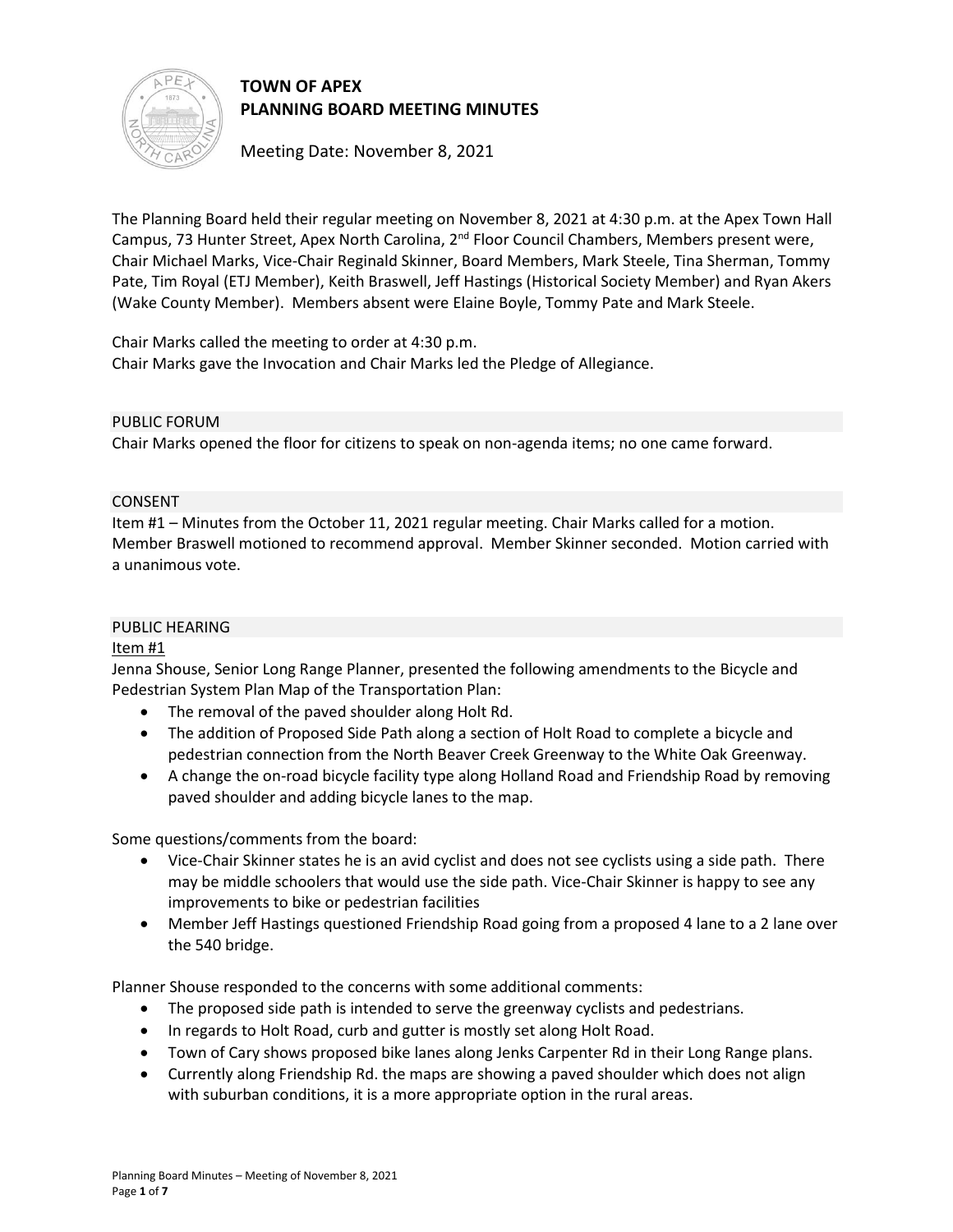# TOWN OF APEX
# PLANNING BOARD MEETING MINUTES

Meeting Date: November 8, 2021

The Planning Board held their regular meeting on November 8, 2021 at 4:30 p.m. at the Apex Town Hall Campus, 73 Hunter Street, Apex North Carolina, 2nd Floor Council Chambers, Members present were, Chair Michael Marks, Vice-Chair Reginald Skinner, Board Members, Mark Steele, Tina Sherman, Tommy Pate, Tim Royal (ETJ Member), Keith Braswell, Jeff Hastings (Historical Society Member) and Ryan Akers (Wake County Member). Members absent were Elaine Boyle, Tommy Pate and Mark Steele.

Chair Marks called the meeting to order at 4:30 p.m.
Chair Marks gave the Invocation and Chair Marks led the Pledge of Allegiance.

## PUBLIC FORUM

Chair Marks opened the floor for citizens to speak on non-agenda items; no one came forward.

## CONSENT

Item #1 – Minutes from the October 11, 2021 regular meeting. Chair Marks called for a motion. Member Braswell motioned to recommend approval. Member Skinner seconded. Motion carried with a unanimous vote.

## PUBLIC HEARING

Item #1

Jenna Shouse, Senior Long Range Planner, presented the following amendments to the Bicycle and Pedestrian System Plan Map of the Transportation Plan:

- The removal of the paved shoulder along Holt Rd.
- The addition of Proposed Side Path along a section of Holt Road to complete a bicycle and pedestrian connection from the North Beaver Creek Greenway to the White Oak Greenway.
- A change the on-road bicycle facility type along Holland Road and Friendship Road by removing paved shoulder and adding bicycle lanes to the map.

Some questions/comments from the board:

- Vice-Chair Skinner states he is an avid cyclist and does not see cyclists using a side path. There may be middle schoolers that would use the side path. Vice-Chair Skinner is happy to see any improvements to bike or pedestrian facilities
- Member Jeff Hastings questioned Friendship Road going from a proposed 4 lane to a 2 lane over the 540 bridge.

Planner Shouse responded to the concerns with some additional comments:

- The proposed side path is intended to serve the greenway cyclists and pedestrians.
- In regards to Holt Road, curb and gutter is mostly set along Holt Road.
- Town of Cary shows proposed bike lanes along Jenks Carpenter Rd in their Long Range plans.
- Currently along Friendship Rd. the maps are showing a paved shoulder which does not align with suburban conditions, it is a more appropriate option in the rural areas.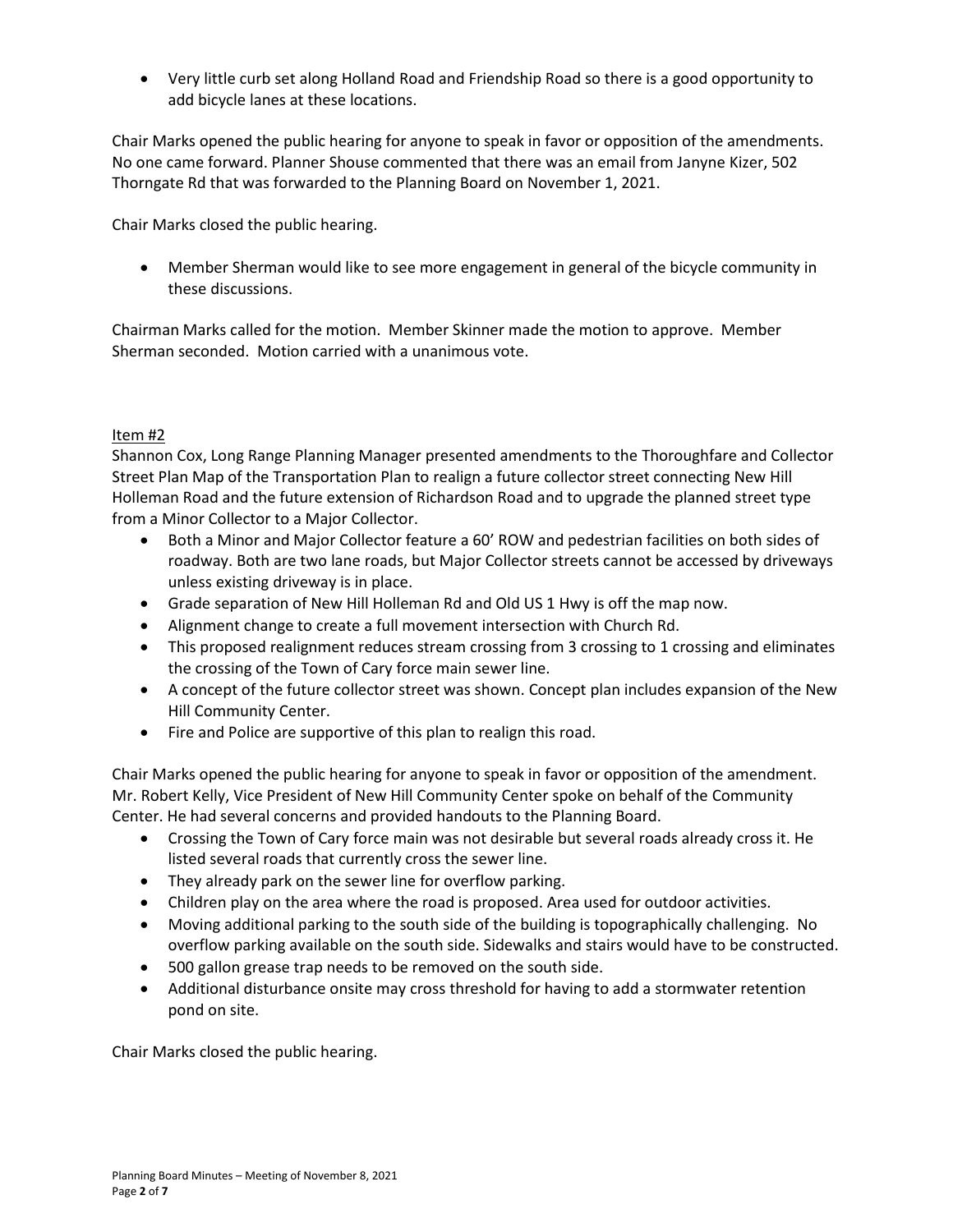- Very little curb set along Holland Road and Friendship Road so there is a good opportunity to add bicycle lanes at these locations.

Chair Marks opened the public hearing for anyone to speak in favor or opposition of the amendments. No one came forward. Planner Shouse commented that there was an email from Janyne Kizer, 502 Thorngate Rd that was forwarded to the Planning Board on November 1, 2021.

Chair Marks closed the public hearing.

- Member Sherman would like to see more engagement in general of the bicycle community in these discussions.

Chairman Marks called for the motion. Member Skinner made the motion to approve. Member Sherman seconded. Motion carried with a unanimous vote.

Item #2

Shannon Cox, Long Range Planning Manager presented amendments to the Thoroughfare and Collector Street Plan Map of the Transportation Plan to realign a future collector street connecting New Hill Holleman Road and the future extension of Richardson Road and to upgrade the planned street type from a Minor Collector to a Major Collector.

- Both a Minor and Major Collector feature a 60' ROW and pedestrian facilities on both sides of roadway. Both are two lane roads, but Major Collector streets cannot be accessed by driveways unless existing driveway is in place.
- Grade separation of New Hill Holleman Rd and Old US 1 Hwy is off the map now.
- Alignment change to create a full movement intersection with Church Rd.
- This proposed realignment reduces stream crossing from 3 crossing to 1 crossing and eliminates the crossing of the Town of Cary force main sewer line.
- A concept of the future collector street was shown. Concept plan includes expansion of the New Hill Community Center.
- Fire and Police are supportive of this plan to realign this road.

Chair Marks opened the public hearing for anyone to speak in favor or opposition of the amendment. Mr. Robert Kelly, Vice President of New Hill Community Center spoke on behalf of the Community Center. He had several concerns and provided handouts to the Planning Board.

- Crossing the Town of Cary force main was not desirable but several roads already cross it. He listed several roads that currently cross the sewer line.
- They already park on the sewer line for overflow parking.
- Children play on the area where the road is proposed. Area used for outdoor activities.
- Moving additional parking to the south side of the building is topographically challenging. No overflow parking available on the south side. Sidewalks and stairs would have to be constructed.
- 500 gallon grease trap needs to be removed on the south side.
- Additional disturbance onsite may cross threshold for having to add a stormwater retention pond on site.

Chair Marks closed the public hearing.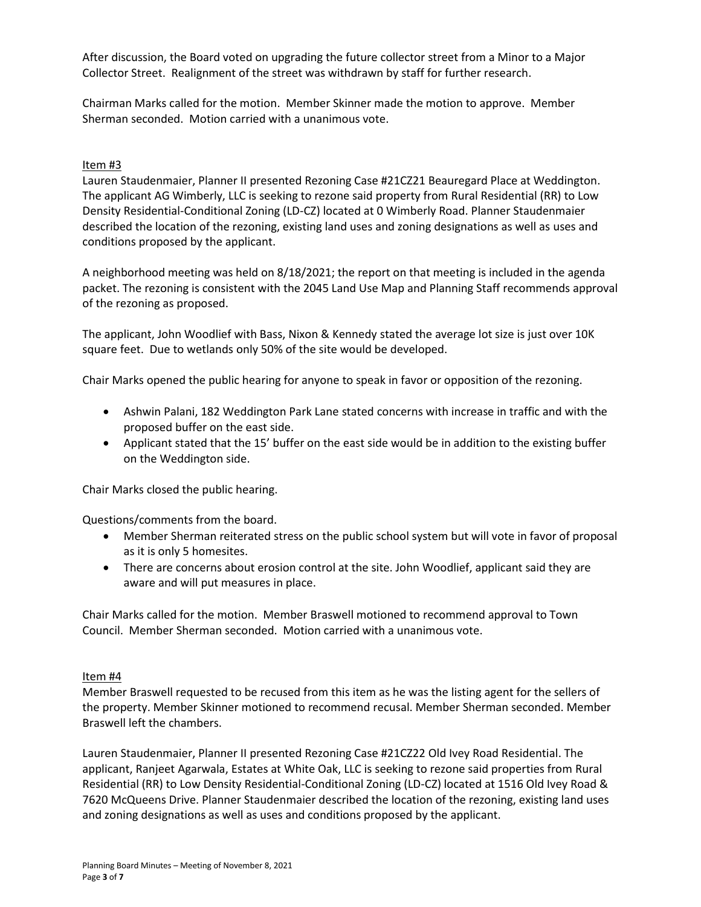After discussion, the Board voted on upgrading the future collector street from a Minor to a Major Collector Street. Realignment of the street was withdrawn by staff for further research.

Chairman Marks called for the motion. Member Skinner made the motion to approve. Member Sherman seconded. Motion carried with a unanimous vote.

Item #3

Lauren Staudenmaier, Planner II presented Rezoning Case #21CZ21 Beauregard Place at Weddington. The applicant AG Wimberly, LLC is seeking to rezone said property from Rural Residential (RR) to Low Density Residential-Conditional Zoning (LD-CZ) located at 0 Wimberly Road. Planner Staudenmaier described the location of the rezoning, existing land uses and zoning designations as well as uses and conditions proposed by the applicant.

A neighborhood meeting was held on 8/18/2021; the report on that meeting is included in the agenda packet. The rezoning is consistent with the 2045 Land Use Map and Planning Staff recommends approval of the rezoning as proposed.

The applicant, John Woodlief with Bass, Nixon & Kennedy stated the average lot size is just over 10K square feet. Due to wetlands only 50% of the site would be developed.

Chair Marks opened the public hearing for anyone to speak in favor or opposition of the rezoning.

- Ashwin Palani, 182 Weddington Park Lane stated concerns with increase in traffic and with the proposed buffer on the east side.
- Applicant stated that the 15' buffer on the east side would be in addition to the existing buffer on the Weddington side.

Chair Marks closed the public hearing.

Questions/comments from the board.

- Member Sherman reiterated stress on the public school system but will vote in favor of proposal as it is only 5 homesites.
- There are concerns about erosion control at the site. John Woodlief, applicant said they are aware and will put measures in place.

Chair Marks called for the motion. Member Braswell motioned to recommend approval to Town Council. Member Sherman seconded. Motion carried with a unanimous vote.

Item #4

Member Braswell requested to be recused from this item as he was the listing agent for the sellers of the property. Member Skinner motioned to recommend recusal. Member Sherman seconded. Member Braswell left the chambers.

Lauren Staudenmaier, Planner II presented Rezoning Case #21CZ22 Old Ivey Road Residential. The applicant, Ranjeet Agarwala, Estates at White Oak, LLC is seeking to rezone said properties from Rural Residential (RR) to Low Density Residential-Conditional Zoning (LD-CZ) located at 1516 Old Ivey Road & 7620 McQueens Drive. Planner Staudenmaier described the location of the rezoning, existing land uses and zoning designations as well as uses and conditions proposed by the applicant.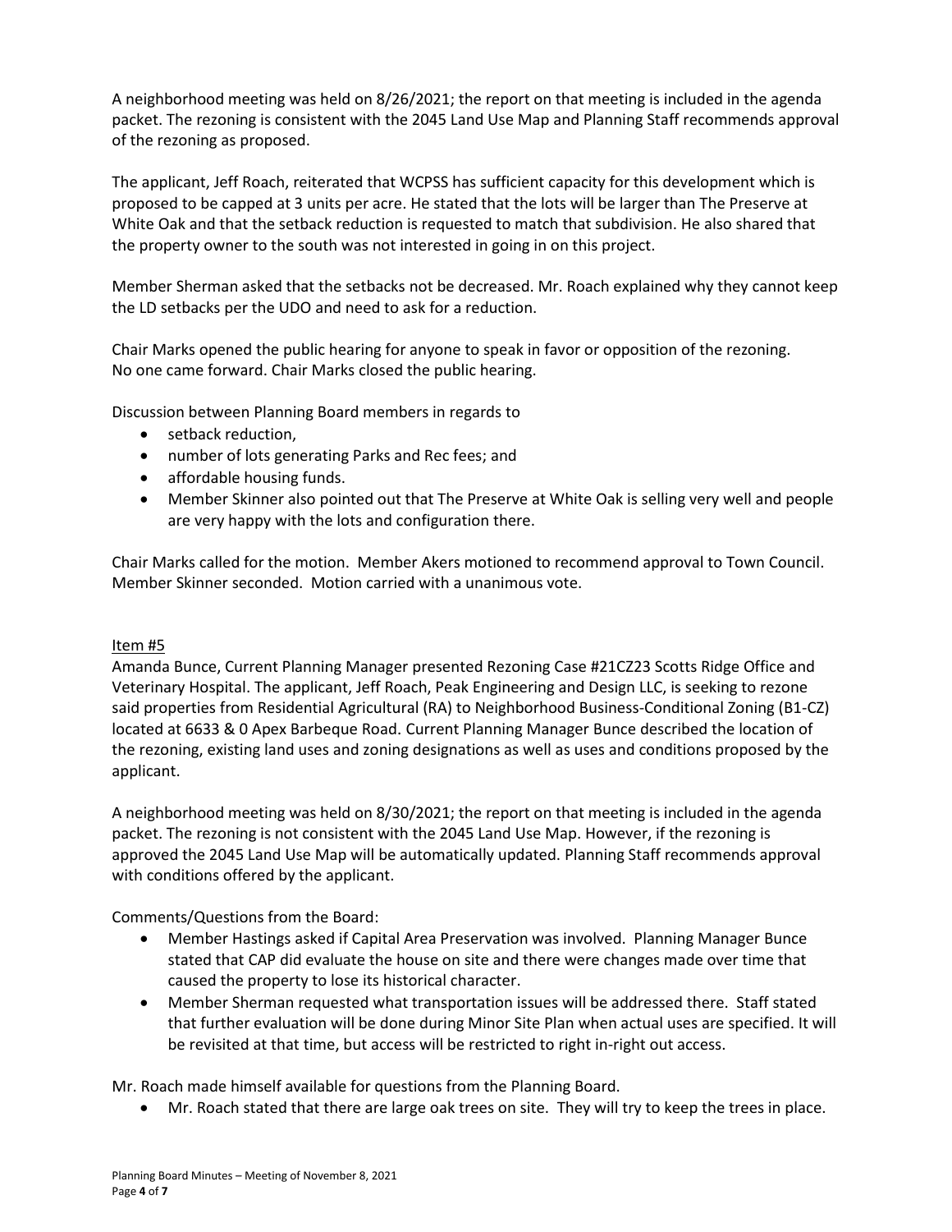A neighborhood meeting was held on 8/26/2021; the report on that meeting is included in the agenda packet. The rezoning is consistent with the 2045 Land Use Map and Planning Staff recommends approval of the rezoning as proposed.

The applicant, Jeff Roach, reiterated that WCPSS has sufficient capacity for this development which is proposed to be capped at 3 units per acre. He stated that the lots will be larger than The Preserve at White Oak and that the setback reduction is requested to match that subdivision. He also shared that the property owner to the south was not interested in going in on this project.

Member Sherman asked that the setbacks not be decreased. Mr. Roach explained why they cannot keep the LD setbacks per the UDO and need to ask for a reduction.

Chair Marks opened the public hearing for anyone to speak in favor or opposition of the rezoning. No one came forward. Chair Marks closed the public hearing.

Discussion between Planning Board members in regards to

- setback reduction,
- number of lots generating Parks and Rec fees; and
- affordable housing funds.
- Member Skinner also pointed out that The Preserve at White Oak is selling very well and people are very happy with the lots and configuration there.

Chair Marks called for the motion. Member Akers motioned to recommend approval to Town Council. Member Skinner seconded. Motion carried with a unanimous vote.

Item #5

Amanda Bunce, Current Planning Manager presented Rezoning Case #21CZ23 Scotts Ridge Office and Veterinary Hospital. The applicant, Jeff Roach, Peak Engineering and Design LLC, is seeking to rezone said properties from Residential Agricultural (RA) to Neighborhood Business-Conditional Zoning (B1-CZ) located at 6633 & 0 Apex Barbeque Road. Current Planning Manager Bunce described the location of the rezoning, existing land uses and zoning designations as well as uses and conditions proposed by the applicant.

A neighborhood meeting was held on 8/30/2021; the report on that meeting is included in the agenda packet. The rezoning is not consistent with the 2045 Land Use Map. However, if the rezoning is approved the 2045 Land Use Map will be automatically updated. Planning Staff recommends approval with conditions offered by the applicant.

Comments/Questions from the Board:

- Member Hastings asked if Capital Area Preservation was involved. Planning Manager Bunce stated that CAP did evaluate the house on site and there were changes made over time that caused the property to lose its historical character.
- Member Sherman requested what transportation issues will be addressed there. Staff stated that further evaluation will be done during Minor Site Plan when actual uses are specified. It will be revisited at that time, but access will be restricted to right in-right out access.

Mr. Roach made himself available for questions from the Planning Board.

- Mr. Roach stated that there are large oak trees on site. They will try to keep the trees in place.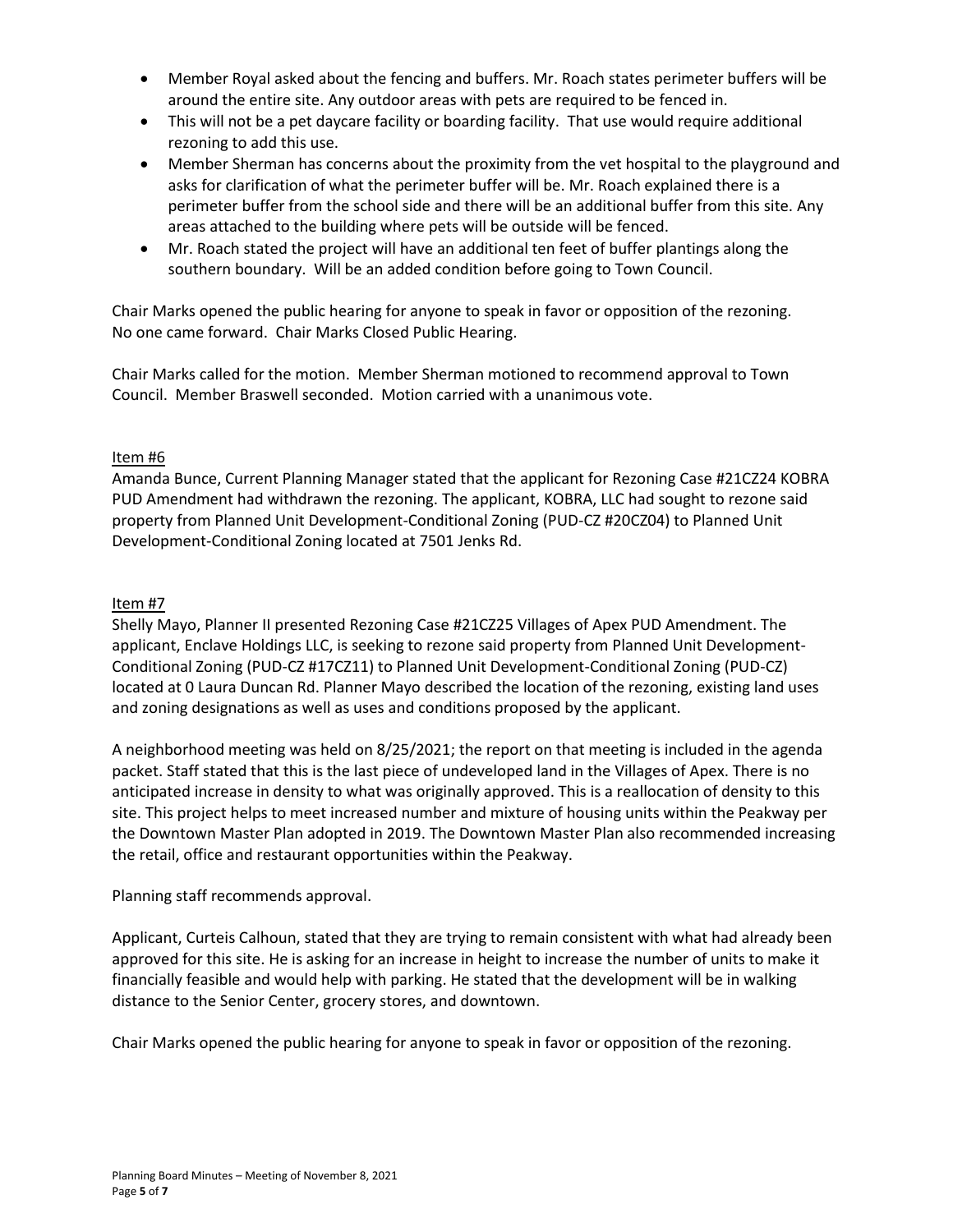- Member Royal asked about the fencing and buffers. Mr. Roach states perimeter buffers will be around the entire site. Any outdoor areas with pets are required to be fenced in.
- This will not be a pet daycare facility or boarding facility. That use would require additional rezoning to add this use.
- Member Sherman has concerns about the proximity from the vet hospital to the playground and asks for clarification of what the perimeter buffer will be. Mr. Roach explained there is a perimeter buffer from the school side and there will be an additional buffer from this site. Any areas attached to the building where pets will be outside will be fenced.
- Mr. Roach stated the project will have an additional ten feet of buffer plantings along the southern boundary. Will be an added condition before going to Town Council.

Chair Marks opened the public hearing for anyone to speak in favor or opposition of the rezoning. No one came forward. Chair Marks Closed Public Hearing.

Chair Marks called for the motion. Member Sherman motioned to recommend approval to Town Council. Member Braswell seconded. Motion carried with a unanimous vote.

Item #6

Amanda Bunce, Current Planning Manager stated that the applicant for Rezoning Case #21CZ24 KOBRA PUD Amendment had withdrawn the rezoning. The applicant, KOBRA, LLC had sought to rezone said property from Planned Unit Development-Conditional Zoning (PUD-CZ #20CZ04) to Planned Unit Development-Conditional Zoning located at 7501 Jenks Rd.

Item #7

Shelly Mayo, Planner II presented Rezoning Case #21CZ25 Villages of Apex PUD Amendment. The applicant, Enclave Holdings LLC, is seeking to rezone said property from Planned Unit Development-Conditional Zoning (PUD-CZ #17CZ11) to Planned Unit Development-Conditional Zoning (PUD-CZ) located at 0 Laura Duncan Rd. Planner Mayo described the location of the rezoning, existing land uses and zoning designations as well as uses and conditions proposed by the applicant.

A neighborhood meeting was held on 8/25/2021; the report on that meeting is included in the agenda packet. Staff stated that this is the last piece of undeveloped land in the Villages of Apex. There is no anticipated increase in density to what was originally approved. This is a reallocation of density to this site. This project helps to meet increased number and mixture of housing units within the Peakway per the Downtown Master Plan adopted in 2019. The Downtown Master Plan also recommended increasing the retail, office and restaurant opportunities within the Peakway.

Planning staff recommends approval.

Applicant, Curteis Calhoun, stated that they are trying to remain consistent with what had already been approved for this site. He is asking for an increase in height to increase the number of units to make it financially feasible and would help with parking. He stated that the development will be in walking distance to the Senior Center, grocery stores, and downtown.

Chair Marks opened the public hearing for anyone to speak in favor or opposition of the rezoning.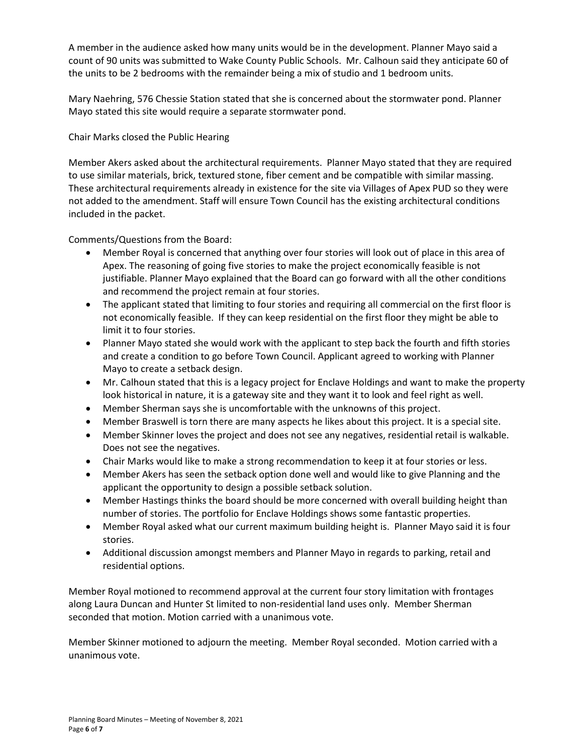A member in the audience asked how many units would be in the development. Planner Mayo said a count of 90 units was submitted to Wake County Public Schools. Mr. Calhoun said they anticipate 60 of the units to be 2 bedrooms with the remainder being a mix of studio and 1 bedroom units.

Mary Naehring, 576 Chessie Station stated that she is concerned about the stormwater pond. Planner Mayo stated this site would require a separate stormwater pond.

Chair Marks closed the Public Hearing

Member Akers asked about the architectural requirements. Planner Mayo stated that they are required to use similar materials, brick, textured stone, fiber cement and be compatible with similar massing. These architectural requirements already in existence for the site via Villages of Apex PUD so they were not added to the amendment. Staff will ensure Town Council has the existing architectural conditions included in the packet.

Comments/Questions from the Board:

- Member Royal is concerned that anything over four stories will look out of place in this area of Apex. The reasoning of going five stories to make the project economically feasible is not justifiable. Planner Mayo explained that the Board can go forward with all the other conditions and recommend the project remain at four stories.
- The applicant stated that limiting to four stories and requiring all commercial on the first floor is not economically feasible. If they can keep residential on the first floor they might be able to limit it to four stories.
- Planner Mayo stated she would work with the applicant to step back the fourth and fifth stories and create a condition to go before Town Council. Applicant agreed to working with Planner Mayo to create a setback design.
- Mr. Calhoun stated that this is a legacy project for Enclave Holdings and want to make the property look historical in nature, it is a gateway site and they want it to look and feel right as well.
- Member Sherman says she is uncomfortable with the unknowns of this project.
- Member Braswell is torn there are many aspects he likes about this project. It is a special site.
- Member Skinner loves the project and does not see any negatives, residential retail is walkable. Does not see the negatives.
- Chair Marks would like to make a strong recommendation to keep it at four stories or less.
- Member Akers has seen the setback option done well and would like to give Planning and the applicant the opportunity to design a possible setback solution.
- Member Hastings thinks the board should be more concerned with overall building height than number of stories. The portfolio for Enclave Holdings shows some fantastic properties.
- Member Royal asked what our current maximum building height is. Planner Mayo said it is four stories.
- Additional discussion amongst members and Planner Mayo in regards to parking, retail and residential options.

Member Royal motioned to recommend approval at the current four story limitation with frontages along Laura Duncan and Hunter St limited to non-residential land uses only. Member Sherman seconded that motion. Motion carried with a unanimous vote.

Member Skinner motioned to adjourn the meeting. Member Royal seconded. Motion carried with a unanimous vote.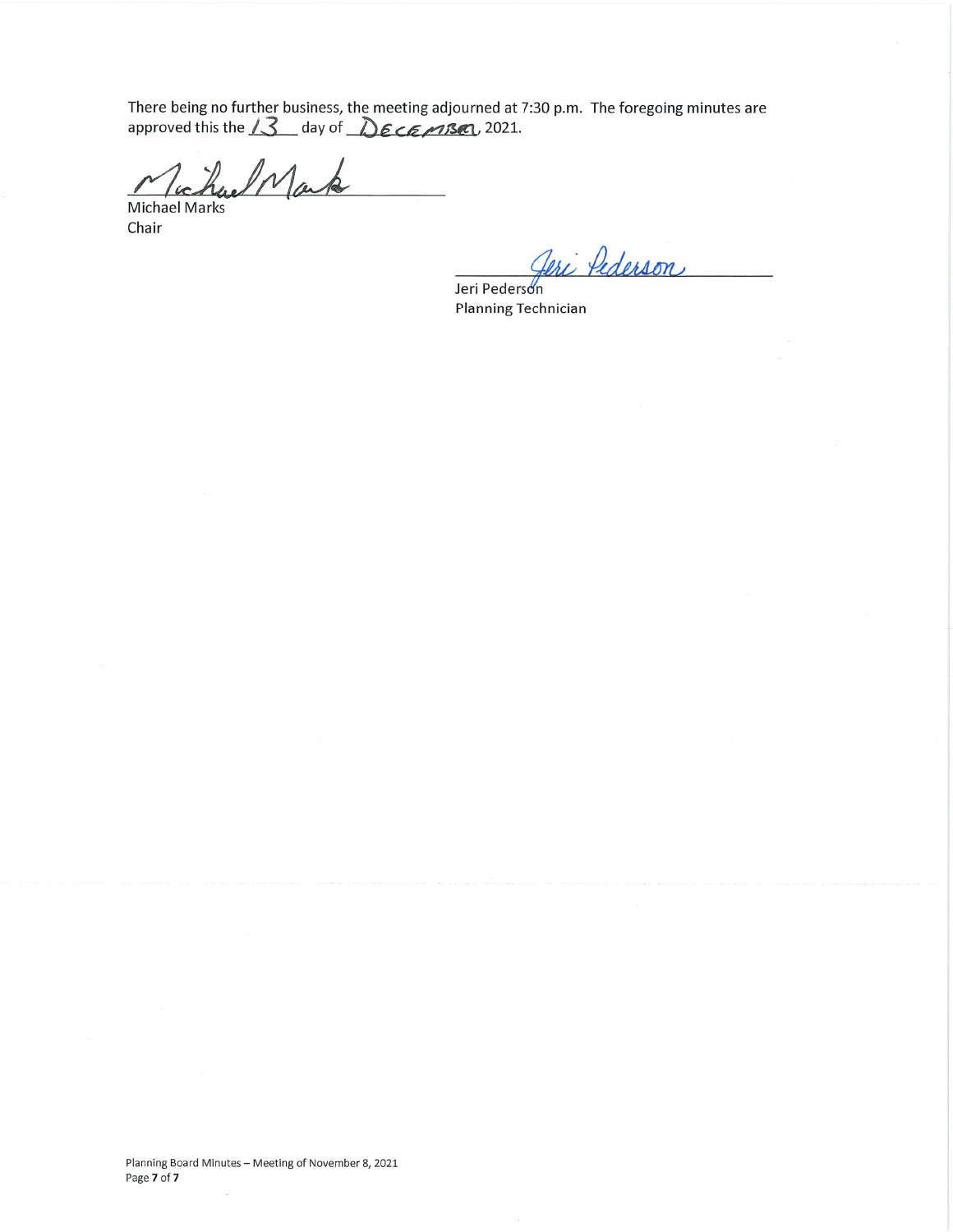There being no further business, the meeting adjourned at 7:30 p.m. The foregoing minutes are approved this the 13 day of DECEMBER, 2021.

Michael Marks
Chair

Jeri Pederson
Planning Technician